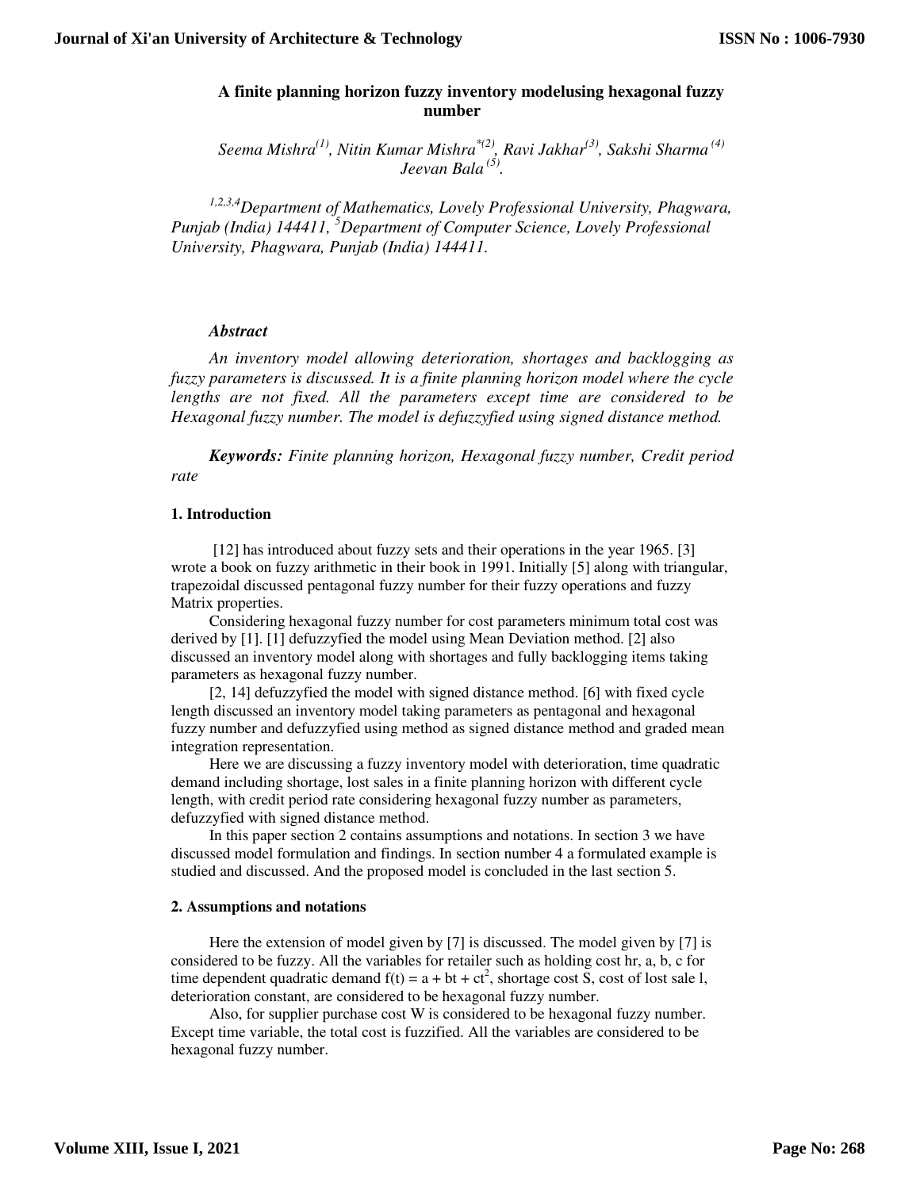# A finite planning horizon fuzzy inventory modelusing hexagonal fuzzy number

*Seema Mishra[(1)], Nitin Kumar Mishra[*(2)], Ravi Jakhar[(3)], Sakshi Sharma[(4)] Jeevan Bala[(5)].*

*[1,2,3,4]Department of Mathematics, Lovely Professional University, Phagwara, Punjab (India) 144411, [5]Department of Computer Science, Lovely Professional University, Phagwara, Punjab (India) 144411.*

***Abstract***

*An inventory model allowing deterioration, shortages and backlogging as fuzzy parameters is discussed. It is a finite planning horizon model where the cycle lengths are not fixed. All the parameters except time are considered to be Hexagonal fuzzy number. The model is defuzzyfied using signed distance method.*

***Keywords:*** *Finite planning horizon, Hexagonal fuzzy number, Credit period rate*

## 1. Introduction

[12] has introduced about fuzzy sets and their operations in the year 1965. [3] wrote a book on fuzzy arithmetic in their book in 1991. Initially [5] along with triangular, trapezoidal discussed pentagonal fuzzy number for their fuzzy operations and fuzzy Matrix properties.

Considering hexagonal fuzzy number for cost parameters minimum total cost was derived by [1]. [1] defuzzyfied the model using Mean Deviation method. [2] also discussed an inventory model along with shortages and fully backlogging items taking parameters as hexagonal fuzzy number.

[2, 14] defuzzyfied the model with signed distance method. [6] with fixed cycle length discussed an inventory model taking parameters as pentagonal and hexagonal fuzzy number and defuzzyfied using method as signed distance method and graded mean integration representation.

Here we are discussing a fuzzy inventory model with deterioration, time quadratic demand including shortage, lost sales in a finite planning horizon with different cycle length, with credit period rate considering hexagonal fuzzy number as parameters, defuzzyfied with signed distance method.

In this paper section 2 contains assumptions and notations. In section 3 we have discussed model formulation and findings. In section number 4 a formulated example is studied and discussed. And the proposed model is concluded in the last section 5.

## 2. Assumptions and notations

Here the extension of model given by [7] is discussed. The model given by [7] is considered to be fuzzy. All the variables for retailer such as holding cost hr, a, b, c for time dependent quadratic demand $f(t) = a + bt + ct^2$, shortage cost S, cost of lost sale l, deterioration constant, are considered to be hexagonal fuzzy number.

Also, for supplier purchase cost W is considered to be hexagonal fuzzy number. Except time variable, the total cost is fuzzified. All the variables are considered to be hexagonal fuzzy number.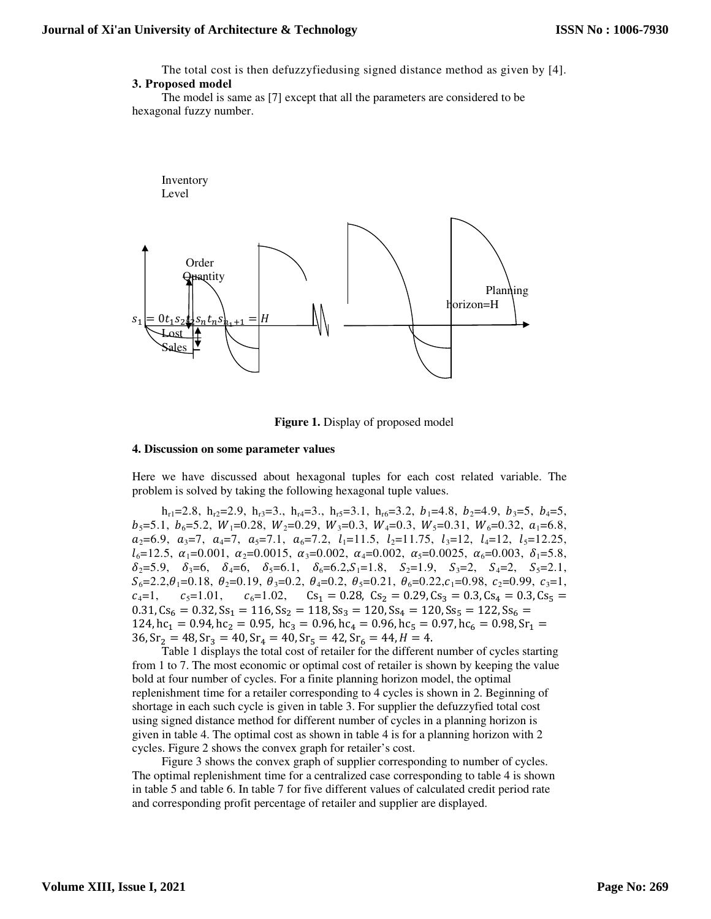The total cost is then defuzzyfiedusing signed distance method as given by [4].

### 3. Proposed model

The model is same as [7] except that all the parameters are considered to be hexagonal fuzzy number.

Inventory Level

Order Quantity

$s_1 = 0 t_1 s_2 t_2 s_n t_n s_{n_1+1} = H$

Lost Sales

Planning horizon=H

**Figure 1.** Display of proposed model

### 4. Discussion on some parameter values

Here we have discussed about hexagonal tuples for each cost related variable. The problem is solved by taking the following hexagonal tuple values.

$h_{r1}$=2.8, $h_{r2}$=2.9, $h_{r3}$=3., $h_{r4}$=3., $h_{r5}$=3.1, $h_{r6}$=3.2, $b_1$=4.8, $b_2$=4.9, $b_3$=5, $b_4$=5, $b_5$=5.1, $b_6$=5.2, $W_1$=0.28, $W_2$=0.29, $W_3$=0.3, $W_4$=0.3, $W_5$=0.31, $W_6$=0.32, $a_1$=6.8, $a_2$=6.9, $a_3$=7, $a_4$=7, $a_5$=7.1, $a_6$=7.2, $l_1$=11.5, $l_2$=11.75, $l_3$=12, $l_4$=12, $l_5$=12.25, $l_6$=12.5, $\alpha_1$=0.001, $\alpha_2$=0.0015, $\alpha_3$=0.002, $\alpha_4$=0.002, $\alpha_5$=0.0025, $\alpha_6$=0.003, $\delta_1$=5.8, $\delta_2$=5.9, $\delta_3$=6, $\delta_4$=6, $\delta_5$=6.1, $\delta_6$=6.2,$S_1$=1.8, $S_2$=1.9, $S_3$=2, $S_4$=2, $S_5$=2.1, $S_6$=2.2,$\theta_1$=0.18, $\theta_2$=0.19, $\theta_3$=0.2, $\theta_4$=0.2, $\theta_5$=0.21, $\theta_6$=0.22,$c_1$=0.98, $c_2$=0.99, $c_3$=1, $c_4$=1, $c_5$=1.01, $c_6$=1.02, $Cs_1 = 0.28$, $Cs_2 = 0.29$, $Cs_3 = 0.3$, $Cs_4 = 0.3$, $Cs_5 = 0.31$, $Cs_6 = 0.32$, $Ss_1 = 116$, $Ss_2 = 118$, $Ss_3 = 120$, $Ss_4 = 120$, $Ss_5 = 122$, $Ss_6 = 124$, $hc_1 = 0.94$, $hc_2 = 0.95$, $hc_3 = 0.96$, $hc_4 = 0.96$, $hc_5 = 0.97$, $hc_6 = 0.98$, $Sr_1 = 36$, $Sr_2 = 48$, $Sr_3 = 40$, $Sr_4 = 40$, $Sr_5 = 42$, $Sr_6 = 44$, $H = 4$.

Table 1 displays the total cost of retailer for the different number of cycles starting from 1 to 7. The most economic or optimal cost of retailer is shown by keeping the value bold at four number of cycles. For a finite planning horizon model, the optimal replenishment time for a retailer corresponding to 4 cycles is shown in 2. Beginning of shortage in each such cycle is given in table 3. For supplier the defuzzyfied total cost using signed distance method for different number of cycles in a planning horizon is given in table 4. The optimal cost as shown in table 4 is for a planning horizon with 2 cycles. Figure 2 shows the convex graph for retailer's cost.

Figure 3 shows the convex graph of supplier corresponding to number of cycles. The optimal replenishment time for a centralized case corresponding to table 4 is shown in table 5 and table 6. In table 7 for five different values of calculated credit period rate and corresponding profit percentage of retailer and supplier are displayed.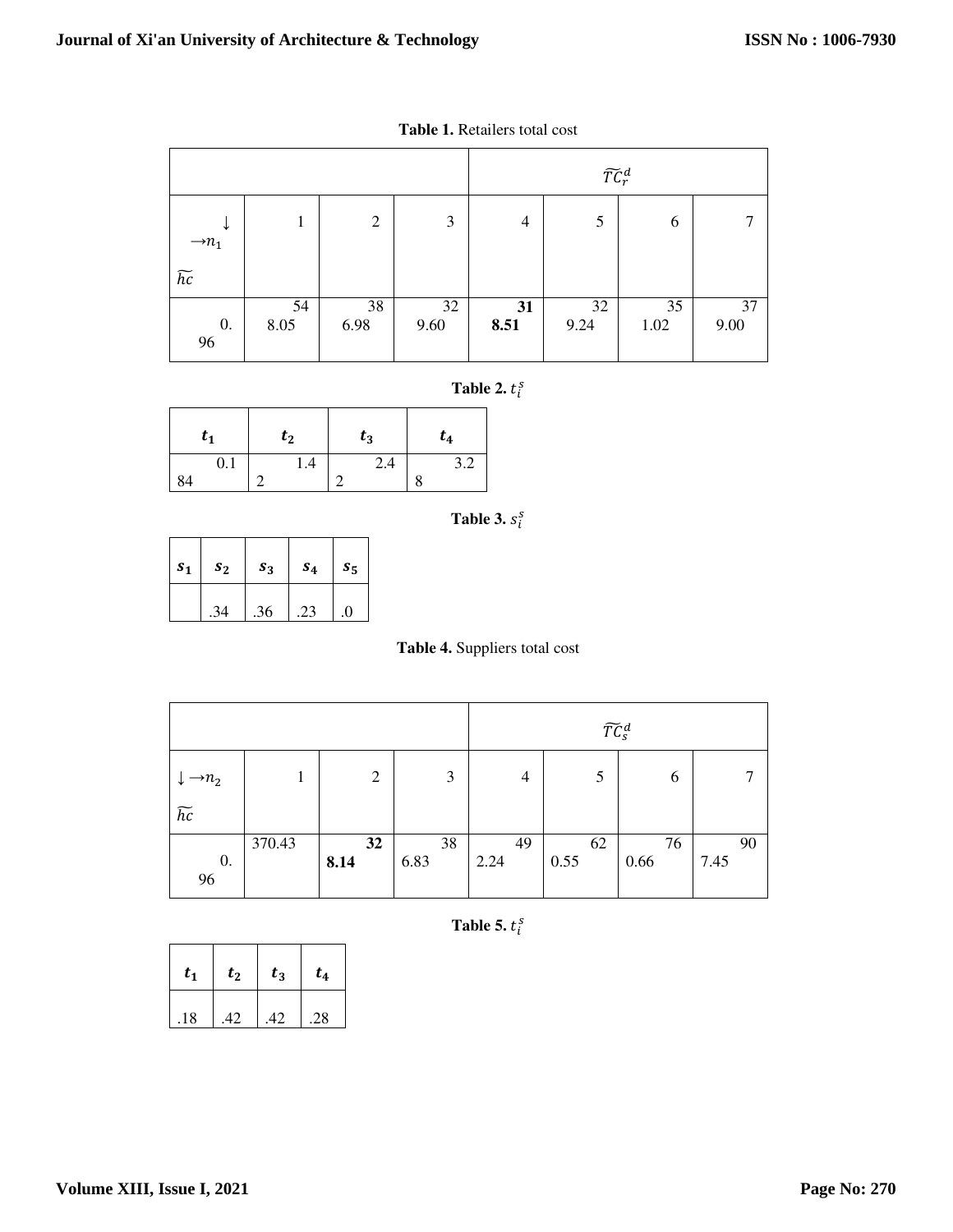**Table 1.** Retailers total cost

| | | | | $\widetilde{TC}_r^d$ | | | |
|---|---|---|---|---|---|---|---|
| ↓ $\rightarrow n_1$ $\widetilde{hc}$ | 1 | 2 | 3 | 4 | 5 | 6 | 7 |
| 0.96 | 548.05 | 386.98 | 329.60 | **318.51** | 329.24 | 351.02 | 379.00 |

**Table 2.** $t_i^s$

| $t_1$ | $t_2$ | $t_3$ | $t_4$ |
|---|---|---|---|
| 0.184 | 1.42 | 2.42 | 3.28 |

**Table 3.** $s_i^s$

| $s_1$ | $s_2$ | $s_3$ | $s_4$ | $s_5$ |
|---|---|---|---|---|
| | .34 | .36 | .23 | .0 |

**Table 4.** Suppliers total cost

| | | | | $\widetilde{TC}_s^d$ | | | |
|---|---|---|---|---|---|---|---|
| ↓ $\rightarrow n_2$ $\widetilde{hc}$ | 1 | 2 | 3 | 4 | 5 | 6 | 7 |
| 0.96 | 370.43 | **328.14** | 386.83 | 492.24 | 620.55 | 760.66 | 907.45 |

**Table 5.** $t_i^s$

| $t_1$ | $t_2$ | $t_3$ | $t_4$ |
|---|---|---|---|
| .18 | .42 | .42 | .28 |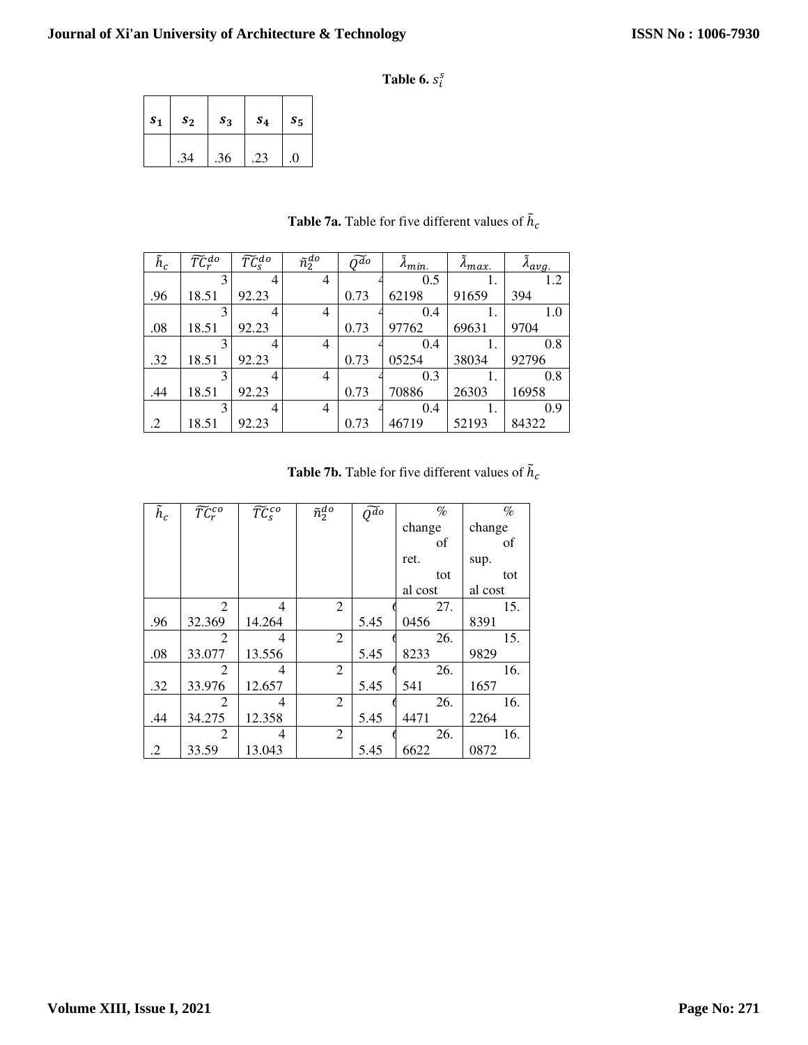**Table 6.** $s_i^s$

| $s_1$ | $s_2$ | $s_3$ | $s_4$ | $s_5$ |
|---|---|---|---|---|
| | .34 | .36 | .23 | .0 |

**Table 7a.** Table for five different values of $\tilde{h}_c$

| $\tilde{h}_c$ | $\widetilde{TC}_r^{do}$ | $\widetilde{TC}_s^{do}$ | $\tilde{n}_2^{do}$ | $\widetilde{Q^{do}}$ | $\tilde{\lambda}_{min.}$ | $\tilde{\lambda}_{max.}$ | $\tilde{\lambda}_{avg.}$ |
|---|---|---|---|---|---|---|---|
| .96 | 318.51 | 492.23 | 4 | 40.73 | 0.562198 | 1.91659 | 1.2394 |
| .08 | 318.51 | 492.23 | 4 | 40.73 | 0.497762 | 1.69631 | 1.09704 |
| .32 | 318.51 | 492.23 | 4 | 40.73 | 0.405254 | 1.38034 | 0.892796 |
| .44 | 318.51 | 492.23 | 4 | 40.73 | 0.370886 | 1.26303 | 0.816958 |
| .2 | 318.51 | 492.23 | 4 | 40.73 | 0.446719 | 1.52193 | 0.984322 |

**Table 7b.** Table for five different values of $\tilde{h}_c$

| $\tilde{h}_c$ | $\widetilde{TC}_r^{co}$ | $\widetilde{TC}_s^{co}$ | $\tilde{n}_2^{do}$ | $\widetilde{Q^{do}}$ | % change of ret. total cost | % change of sup. total cost |
|---|---|---|---|---|---|---|
| .96 | 232.369 | 414.264 | 2 | 65.45 | 27.0456 | 15.8391 |
| .08 | 233.077 | 413.556 | 2 | 65.45 | 26.8233 | 15.9829 |
| .32 | 233.976 | 412.657 | 2 | 65.45 | 26.541 | 16.1657 |
| .44 | 234.275 | 412.358 | 2 | 65.45 | 26.4471 | 16.2264 |
| .2 | 233.59 | 413.043 | 2 | 65.45 | 26.6622 | 16.0872 |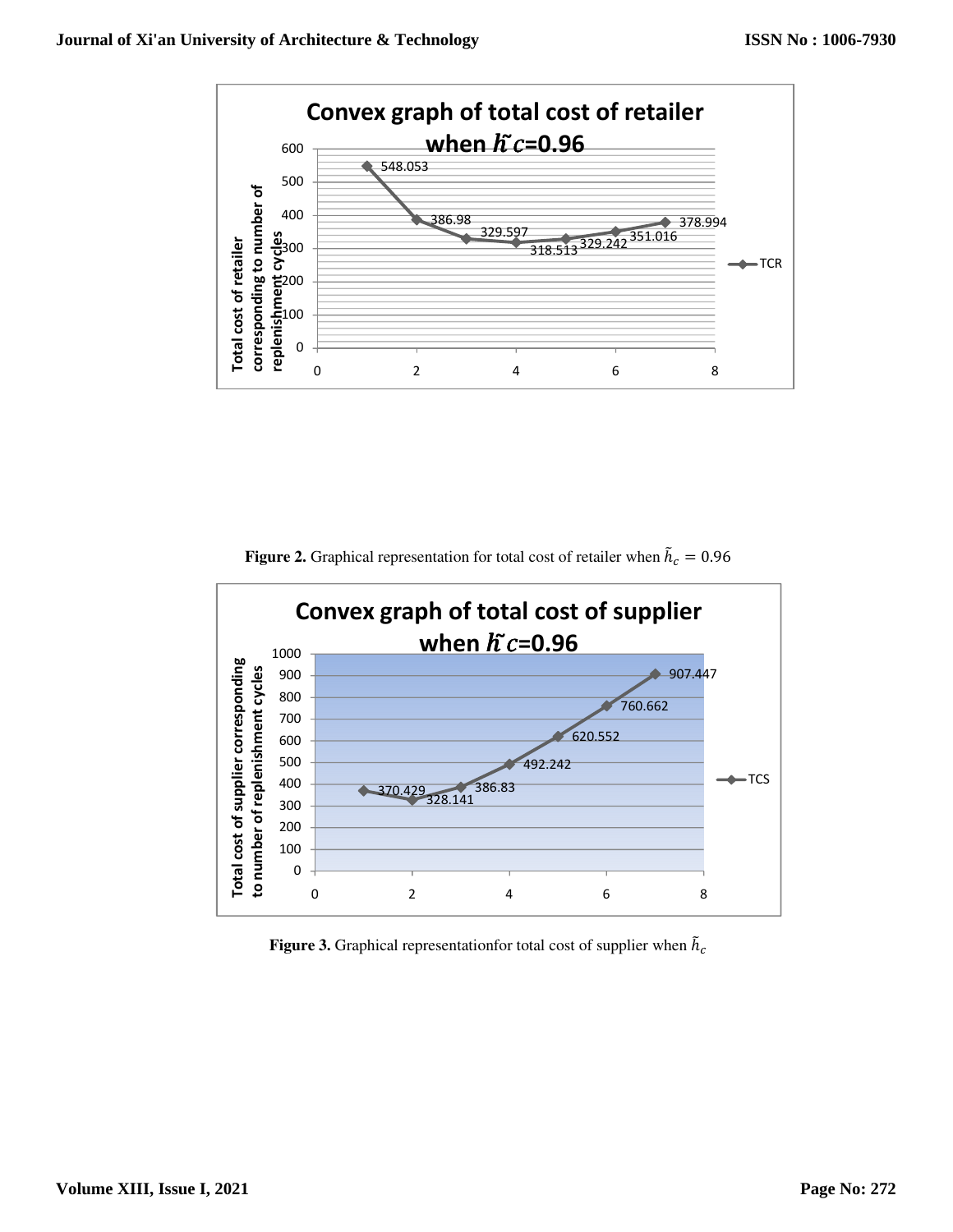**Figure 2.** Graphical representation for total cost of retailer when $\tilde{h}_c = 0.96$

**Figure 3.** Graphical representationfor total cost of supplier when $\tilde{h}_c$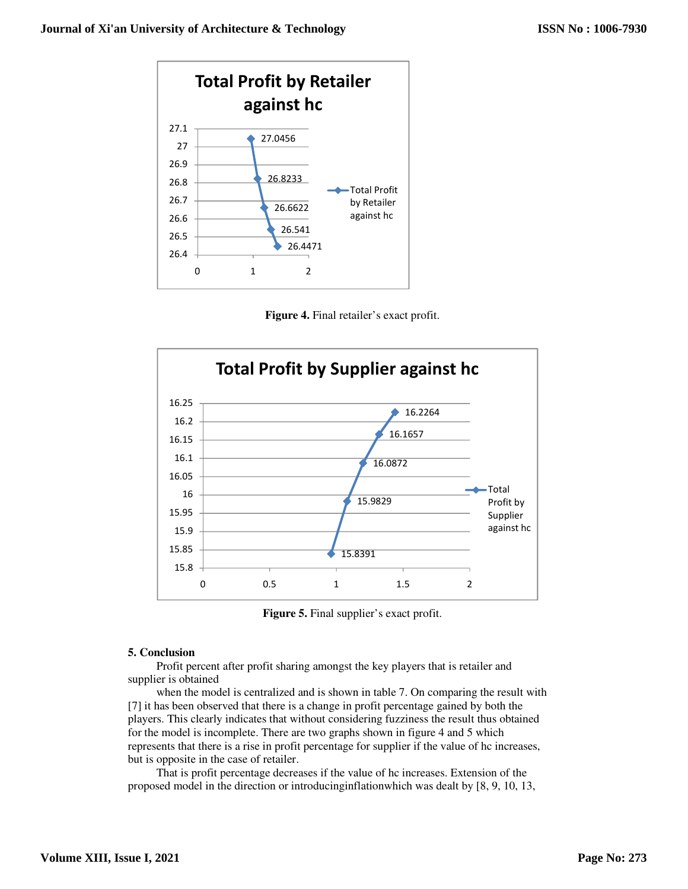Figure 4. Final retailer's exact profit.

Figure 5. Final supplier's exact profit.

## 5. Conclusion

Profit percent after profit sharing amongst the key players that is retailer and supplier is obtained

when the model is centralized and is shown in table 7. On comparing the result with [7] it has been observed that there is a change in profit percentage gained by both the players. This clearly indicates that without considering fuzziness the result thus obtained for the model is incomplete. There are two graphs shown in figure 4 and 5 which represents that there is a rise in profit percentage for supplier if the value of hc increases, but is opposite in the case of retailer.

That is profit percentage decreases if the value of hc increases. Extension of the proposed model in the direction or introducinginflationwhich was dealt by [8, 9, 10, 13,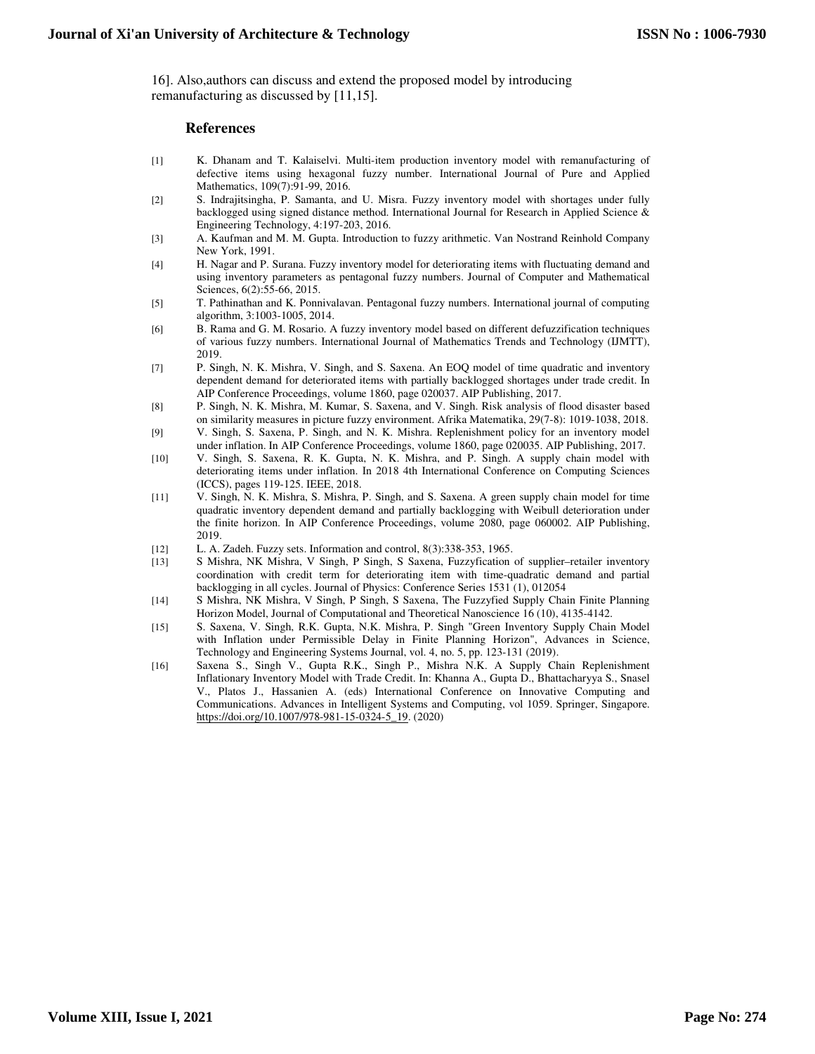16]. Also,authors can discuss and extend the proposed model by introducing remanufacturing as discussed by [11,15].

## References

[1] K. Dhanam and T. Kalaiselvi. Multi-item production inventory model with remanufacturing of defective items using hexagonal fuzzy number. International Journal of Pure and Applied Mathematics, 109(7):91-99, 2016.

[2] S. Indrajitsingha, P. Samanta, and U. Misra. Fuzzy inventory model with shortages under fully backlogged using signed distance method. International Journal for Research in Applied Science & Engineering Technology, 4:197-203, 2016.

[3] A. Kaufman and M. M. Gupta. Introduction to fuzzy arithmetic. Van Nostrand Reinhold Company New York, 1991.

[4] H. Nagar and P. Surana. Fuzzy inventory model for deteriorating items with fluctuating demand and using inventory parameters as pentagonal fuzzy numbers. Journal of Computer and Mathematical Sciences, 6(2):55-66, 2015.

[5] T. Pathinathan and K. Ponnivalavan. Pentagonal fuzzy numbers. International journal of computing algorithm, 3:1003-1005, 2014.

[6] B. Rama and G. M. Rosario. A fuzzy inventory model based on different defuzzification techniques of various fuzzy numbers. International Journal of Mathematics Trends and Technology (IJMTT), 2019.

[7] P. Singh, N. K. Mishra, V. Singh, and S. Saxena. An EOQ model of time quadratic and inventory dependent demand for deteriorated items with partially backlogged shortages under trade credit. In AIP Conference Proceedings, volume 1860, page 020037. AIP Publishing, 2017.

[8] P. Singh, N. K. Mishra, M. Kumar, S. Saxena, and V. Singh. Risk analysis of flood disaster based on similarity measures in picture fuzzy environment. Afrika Matematika, 29(7-8): 1019-1038, 2018.

[9] V. Singh, S. Saxena, P. Singh, and N. K. Mishra. Replenishment policy for an inventory model under inflation. In AIP Conference Proceedings, volume 1860, page 020035. AIP Publishing, 2017.

[10] V. Singh, S. Saxena, R. K. Gupta, N. K. Mishra, and P. Singh. A supply chain model with deteriorating items under inflation. In 2018 4th International Conference on Computing Sciences (ICCS), pages 119-125. IEEE, 2018.

[11] V. Singh, N. K. Mishra, S. Mishra, P. Singh, and S. Saxena. A green supply chain model for time quadratic inventory dependent demand and partially backlogging with Weibull deterioration under the finite horizon. In AIP Conference Proceedings, volume 2080, page 060002. AIP Publishing, 2019.

[12] L. A. Zadeh. Fuzzy sets. Information and control, 8(3):338-353, 1965.

[13] S Mishra, NK Mishra, V Singh, P Singh, S Saxena, Fuzzyfication of supplier–retailer inventory coordination with credit term for deteriorating item with time-quadratic demand and partial backlogging in all cycles. Journal of Physics: Conference Series 1531 (1), 012054

[14] S Mishra, NK Mishra, V Singh, P Singh, S Saxena, The Fuzzyfied Supply Chain Finite Planning Horizon Model, Journal of Computational and Theoretical Nanoscience 16 (10), 4135-4142.

[15] S. Saxena, V. Singh, R.K. Gupta, N.K. Mishra, P. Singh "Green Inventory Supply Chain Model with Inflation under Permissible Delay in Finite Planning Horizon", Advances in Science, Technology and Engineering Systems Journal, vol. 4, no. 5, pp. 123-131 (2019).

[16] Saxena S., Singh V., Gupta R.K., Singh P., Mishra N.K. A Supply Chain Replenishment Inflationary Inventory Model with Trade Credit. In: Khanna A., Gupta D., Bhattacharyya S., Snasel V., Platos J., Hassanien A. (eds) International Conference on Innovative Computing and Communications. Advances in Intelligent Systems and Computing, vol 1059. Springer, Singapore. https://doi.org/10.1007/978-981-15-0324-5_19. (2020)